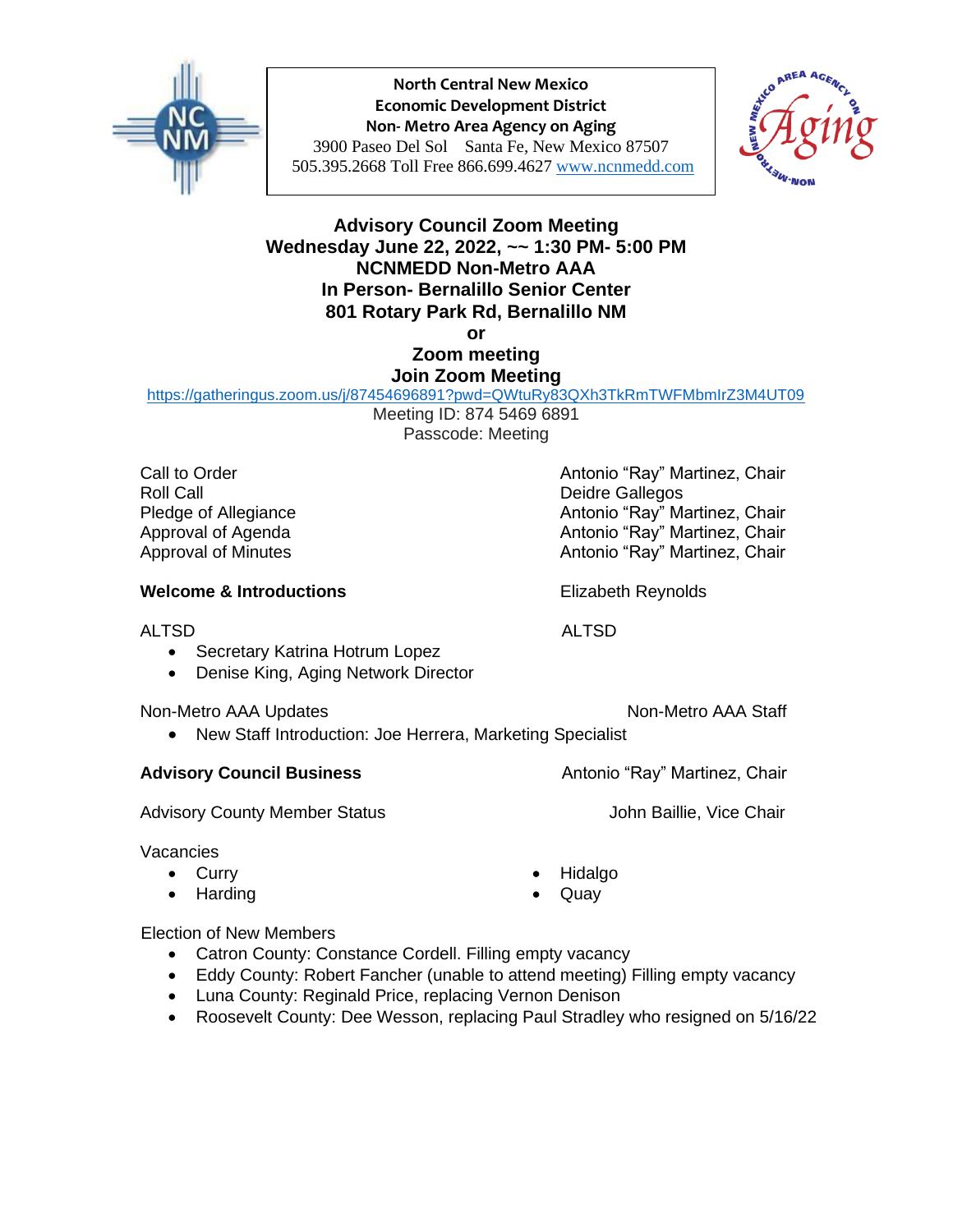**North Central New Mexico**
**Economic Development District**
**Non- Metro Area Agency on Aging**
3900 Paseo Del Sol  Santa Fe, New Mexico 87507
505.395.2668 Toll Free 866.699.4627 www.ncnmedd.com

# Advisory Council Zoom Meeting
## Wednesday June 22, 2022, ~~ 1:30 PM- 5:00 PM
## NCNMEDD Non-Metro AAA
## In Person- Bernalillo Senior Center
## 801 Rotary Park Rd, Bernalillo NM
## or
## Zoom meeting
## Join Zoom Meeting

https://gatheringus.zoom.us/j/87454696891?pwd=QWtuRy83QXh3TkRmTWFMbmlrZ3M4UT09
Meeting ID: 874 5469 6891
Passcode: Meeting

| | |
|---|---|
| Call to Order | Antonio "Ray" Martinez, Chair |
| Roll Call | Deidre Gallegos |
| Pledge of Allegiance | Antonio "Ray" Martinez, Chair |
| Approval of Agenda | Antonio "Ray" Martinez, Chair |
| Approval of Minutes | Antonio "Ray" Martinez, Chair |

**Welcome & Introductions** — Elizabeth Reynolds

ALTSD — ALTSD

- Secretary Katrina Hotrum Lopez
- Denise King, Aging Network Director

Non-Metro AAA Updates — Non-Metro AAA Staff

- New Staff Introduction: Joe Herrera, Marketing Specialist

**Advisory Council Business** — Antonio "Ray" Martinez, Chair

Advisory County Member Status — John Baillie, Vice Chair

Vacancies

- Curry
- Harding
- Hidalgo
- Quay

Election of New Members

- Catron County: Constance Cordell. Filling empty vacancy
- Eddy County: Robert Fancher (unable to attend meeting) Filling empty vacancy
- Luna County: Reginald Price, replacing Vernon Denison
- Roosevelt County: Dee Wesson, replacing Paul Stradley who resigned on 5/16/22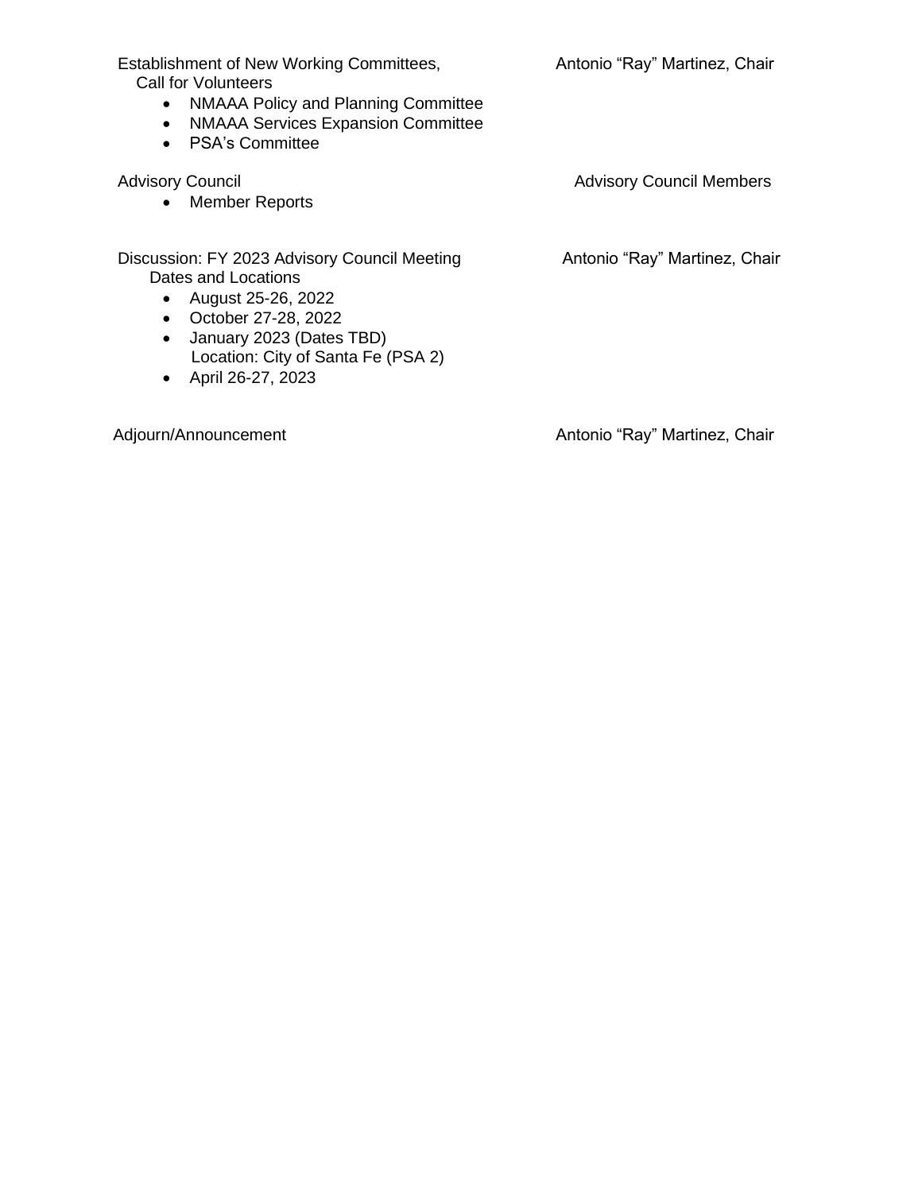Establishment of New Working Committees, Call for Volunteers — Antonio "Ray" Martinez, Chair

- NMAAA Policy and Planning Committee
- NMAAA Services Expansion Committee
- PSA's Committee

Advisory Council — Advisory Council Members

- Member Reports

Discussion: FY 2023 Advisory Council Meeting Dates and Locations — Antonio "Ray" Martinez, Chair

- August 25-26, 2022
- October 27-28, 2022
- January 2023 (Dates TBD)
  Location: City of Santa Fe (PSA 2)
- April 26-27, 2023

Adjourn/Announcement — Antonio "Ray" Martinez, Chair